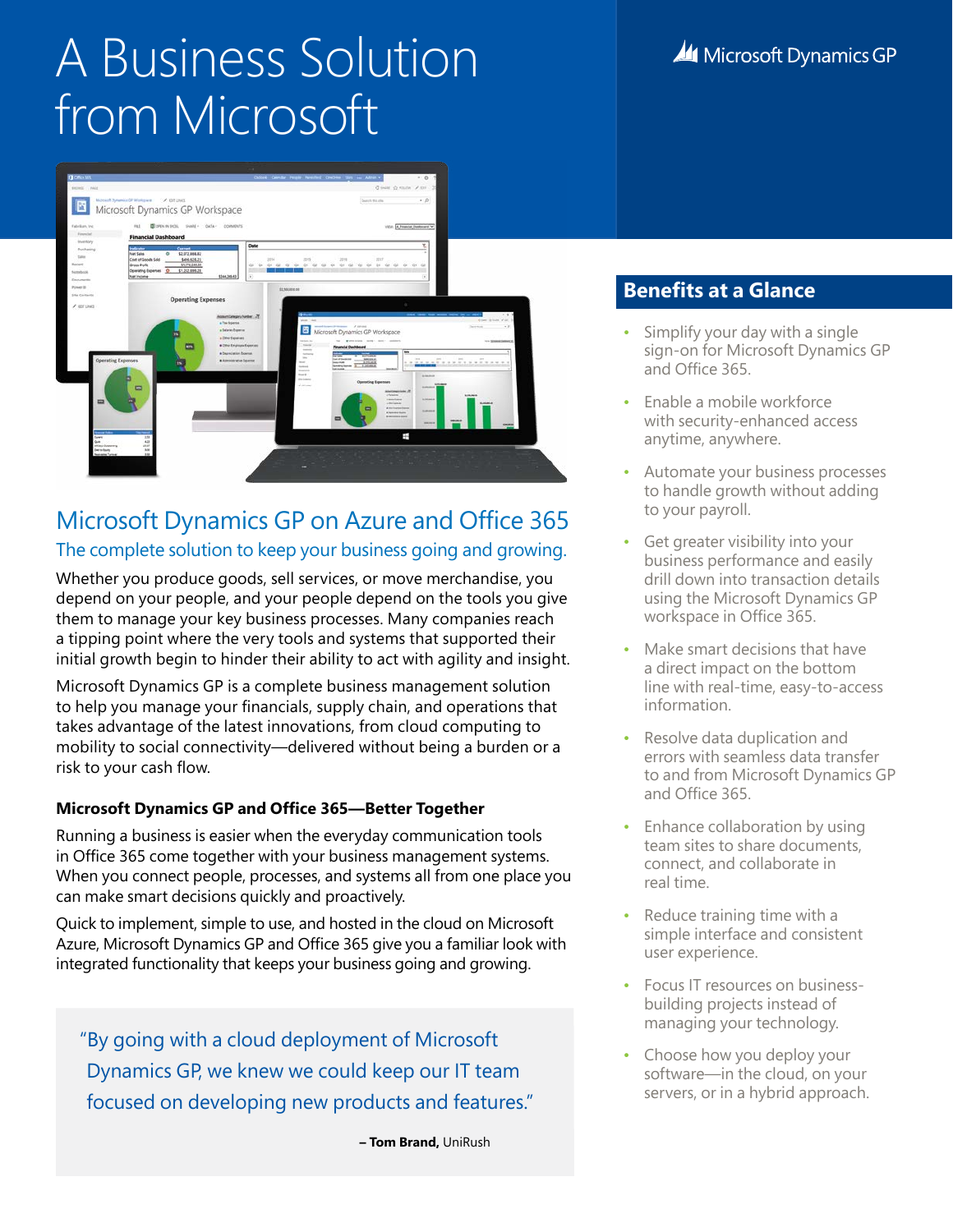# A Business Solution from Microsoft

Microsoft Dynamics GP

## Microsoft Dynamics GP on Azure and Office 365

### The complete solution to keep your business going and growing.

Whether you produce goods, sell services, or move merchandise, you depend on your people, and your people depend on the tools you give them to manage your key business processes. Many companies reach a tipping point where the very tools and systems that supported their initial growth begin to hinder their ability to act with agility and insight.

Microsoft Dynamics GP is a complete business management solution to help you manage your financials, supply chain, and operations that takes advantage of the latest innovations, from cloud computing to mobility to social connectivity—delivered without being a burden or a risk to your cash flow.

**Microsoft Dynamics GP and Office 365—Better Together**

Running a business is easier when the everyday communication tools in Office 365 come together with your business management systems. When you connect people, processes, and systems all from one place you can make smart decisions quickly and proactively.

Quick to implement, simple to use, and hosted in the cloud on Microsoft Azure, Microsoft Dynamics GP and Office 365 give you a familiar look with integrated functionality that keeps your business going and growing.

> "By going with a cloud deployment of Microsoft Dynamics GP, we knew we could keep our IT team focused on developing new products and features."
>
> – **Tom Brand,** UniRush

## Benefits at a Glance

- Simplify your day with a single sign-on for Microsoft Dynamics GP and Office 365.
- Enable a mobile workforce with security-enhanced access anytime, anywhere.
- Automate your business processes to handle growth without adding to your payroll.
- Get greater visibility into your business performance and easily drill down into transaction details using the Microsoft Dynamics GP workspace in Office 365.
- Make smart decisions that have a direct impact on the bottom line with real-time, easy-to-access information.
- Resolve data duplication and errors with seamless data transfer to and from Microsoft Dynamics GP and Office 365.
- Enhance collaboration by using team sites to share documents, connect, and collaborate in real time.
- Reduce training time with a simple interface and consistent user experience.
- Focus IT resources on business-building projects instead of managing your technology.
- Choose how you deploy your software—in the cloud, on your servers, or in a hybrid approach.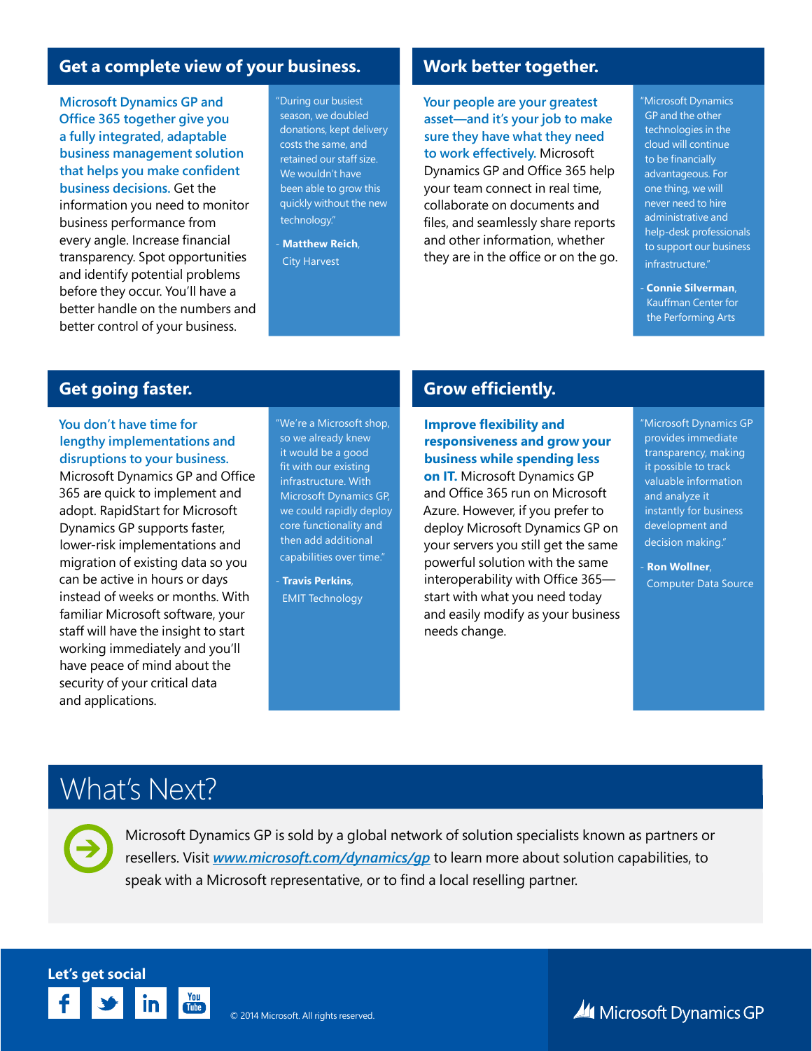## Get a complete view of your business.

**Microsoft Dynamics GP and Office 365 together give you a fully integrated, adaptable business management solution that helps you make confident business decisions.** Get the information you need to monitor business performance from every angle. Increase financial transparency. Spot opportunities and identify potential problems before they occur. You'll have a better handle on the numbers and better control of your business.

"During our busiest season, we doubled donations, kept delivery costs the same, and retained our staff size. We wouldn't have been able to grow this quickly without the new technology."

- **Matthew Reich**, City Harvest

## Work better together.

**Your people are your greatest asset—and it's your job to make sure they have what they need to work effectively.** Microsoft Dynamics GP and Office 365 help your team connect in real time, collaborate on documents and files, and seamlessly share reports and other information, whether they are in the office or on the go.

"Microsoft Dynamics GP and the other technologies in the cloud will continue to be financially advantageous. For one thing, we will never need to hire administrative and help-desk professionals to support our business infrastructure."

- **Connie Silverman**, Kauffman Center for the Performing Arts

## Get going faster.

**You don't have time for lengthy implementations and disruptions to your business.** Microsoft Dynamics GP and Office 365 are quick to implement and adopt. RapidStart for Microsoft Dynamics GP supports faster, lower-risk implementations and migration of existing data so you can be active in hours or days instead of weeks or months. With familiar Microsoft software, your staff will have the insight to start working immediately and you'll have peace of mind about the security of your critical data and applications.

"We're a Microsoft shop, so we already knew it would be a good fit with our existing infrastructure. With Microsoft Dynamics GP, we could rapidly deploy core functionality and then add additional capabilities over time."

- **Travis Perkins**, EMIT Technology

## Grow efficiently.

**Improve flexibility and responsiveness and grow your business while spending less on IT.** Microsoft Dynamics GP and Office 365 run on Microsoft Azure. However, if you prefer to deploy Microsoft Dynamics GP on your servers you still get the same powerful solution with the same interoperability with Office 365—start with what you need today and easily modify as your business needs change.

"Microsoft Dynamics GP provides immediate transparency, making it possible to track valuable information and analyze it instantly for business development and decision making."

- **Ron Wollner**, Computer Data Source

# What's Next?

Microsoft Dynamics GP is sold by a global network of solution specialists known as partners or resellers. Visit [www.microsoft.com/dynamics/gp](www.microsoft.com/dynamics/gp) to learn more about solution capabilities, to speak with a Microsoft representative, or to find a local reselling partner.

**Let's get social**

© 2014 Microsoft. All rights reserved.

Microsoft Dynamics GP